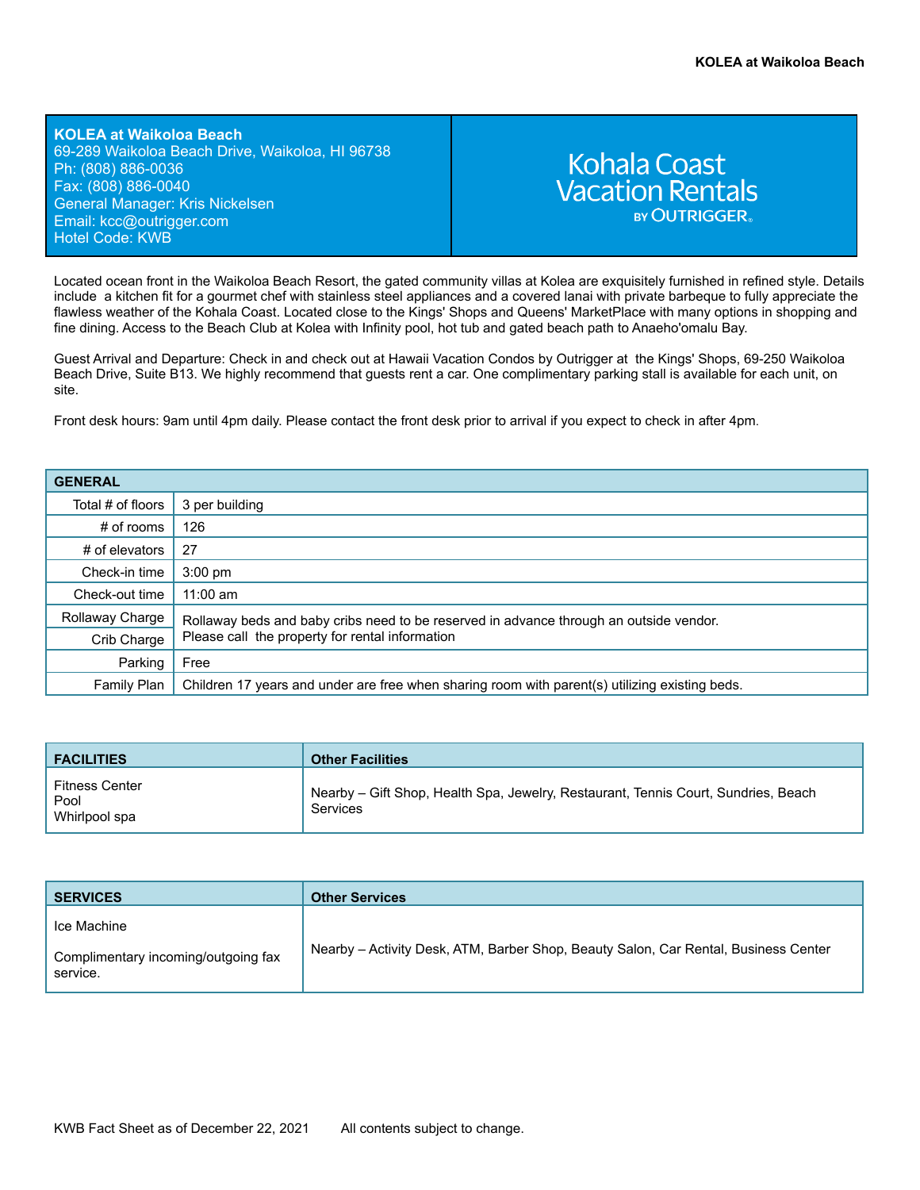**KOLEA at Waikoloa Beach**
69-289 Waikoloa Beach Drive, Waikoloa, HI 96738
Ph: (808) 886-0036
Fax: (808) 886-0040
General Manager: Kris Nickelsen
Email: kcc@outrigger.com
Hotel Code: KWB

Kohala Coast Vacation Rentals BY OUTRIGGER®

Located ocean front in the Waikoloa Beach Resort, the gated community villas at Kolea are exquisitely furnished in refined style. Details include a kitchen fit for a gourmet chef with stainless steel appliances and a covered lanai with private barbeque to fully appreciate the flawless weather of the Kohala Coast. Located close to the Kings' Shops and Queens' MarketPlace with many options in shopping and fine dining. Access to the Beach Club at Kolea with Infinity pool, hot tub and gated beach path to Anaeho'omalu Bay.

Guest Arrival and Departure: Check in and check out at Hawaii Vacation Condos by Outrigger at the Kings' Shops, 69-250 Waikoloa Beach Drive, Suite B13. We highly recommend that guests rent a car. One complimentary parking stall is available for each unit, on site.

Front desk hours: 9am until 4pm daily. Please contact the front desk prior to arrival if you expect to check in after 4pm.

| GENERAL | |
|---|---|
| Total # of floors | 3 per building |
| # of rooms | 126 |
| # of elevators | 27 |
| Check-in time | 3:00 pm |
| Check-out time | 11:00 am |
| Rollaway Charge | Rollaway beds and baby cribs need to be reserved in advance through an outside vendor. Please call the property for rental information |
| Crib Charge | |
| Parking | Free |
| Family Plan | Children 17 years and under are free when sharing room with parent(s) utilizing existing beds. |

| FACILITIES | Other Facilities |
|---|---|
| Fitness Center<br>Pool<br>Whirlpool spa | Nearby – Gift Shop, Health Spa, Jewelry, Restaurant, Tennis Court, Sundries, Beach Services |

| SERVICES | Other Services |
|---|---|
| Ice Machine<br><br>Complimentary incoming/outgoing fax service. | Nearby – Activity Desk, ATM, Barber Shop, Beauty Salon, Car Rental, Business Center |

KWB Fact Sheet as of December 22, 2021 All contents subject to change.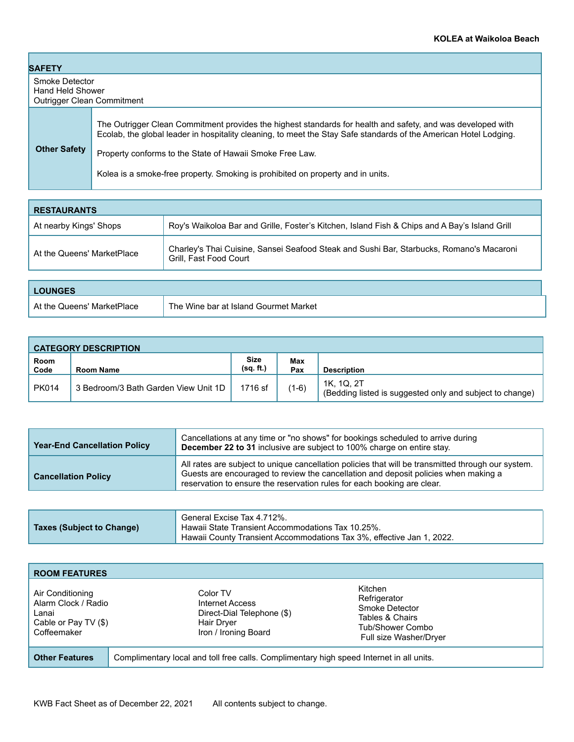## SAFETY

Smoke Detector
Hand Held Shower
Outrigger Clean Commitment

| **Other Safety** | The Outrigger Clean Commitment provides the highest standards for health and safety, and was developed with Ecolab, the global leader in hospitality cleaning, to meet the Stay Safe standards of the American Hotel Lodging.<br><br>Property conforms to the State of Hawaii Smoke Free Law.<br><br>Kolea is a smoke-free property. Smoking is prohibited on property and in units. |
|---|---|

## RESTAURANTS

| | |
|---|---|
| At nearby Kings' Shops | Roy's Waikoloa Bar and Grille, Foster's Kitchen, Island Fish & Chips and A Bay's Island Grill |
| At the Queens' MarketPlace | Charley's Thai Cuisine, Sansei Seafood Steak and Sushi Bar, Starbucks, Romano's Macaroni Grill, Fast Food Court |

## LOUNGES

| | |
|---|---|
| At the Queens' MarketPlace | The Wine bar at Island Gourmet Market |

## CATEGORY DESCRIPTION

| Room Code | Room Name | Size (sq. ft.) | Max Pax | Description |
|---|---|---|---|---|
| PK014 | 3 Bedroom/3 Bath Garden View Unit 1D | 1716 sf | (1-6) | 1K, 1Q, 2T<br>(Bedding listed is suggested only and subject to change) |

| | |
|---|---|
| **Year-End Cancellation Policy** | Cancellations at any time or "no shows" for bookings scheduled to arrive during **December 22 to 31** inclusive are subject to 100% charge on entire stay. |
| **Cancellation Policy** | All rates are subject to unique cancellation policies that will be transmitted through our system. Guests are encouraged to review the cancellation and deposit policies when making a reservation to ensure the reservation rules for each booking are clear. |

| | |
|---|---|
| **Taxes (Subject to Change)** | General Excise Tax 4.712%.<br>Hawaii State Transient Accommodations Tax 10.25%.<br>Hawaii County Transient Accommodations Tax 3%, effective Jan 1, 2022. |

## ROOM FEATURES

Air Conditioning
Alarm Clock / Radio
Lanai
Cable or Pay TV ($)
Coffeemaker
Color TV
Internet Access
Direct-Dial Telephone ($)
Hair Dryer
Iron / Ironing Board
Kitchen
Refrigerator
Smoke Detector
Tables & Chairs
Tub/Shower Combo
Full size Washer/Dryer

| **Other Features** | Complimentary local and toll free calls. Complimentary high speed Internet in all units. |
|---|---|

KWB Fact Sheet as of December 22, 2021 All contents subject to change.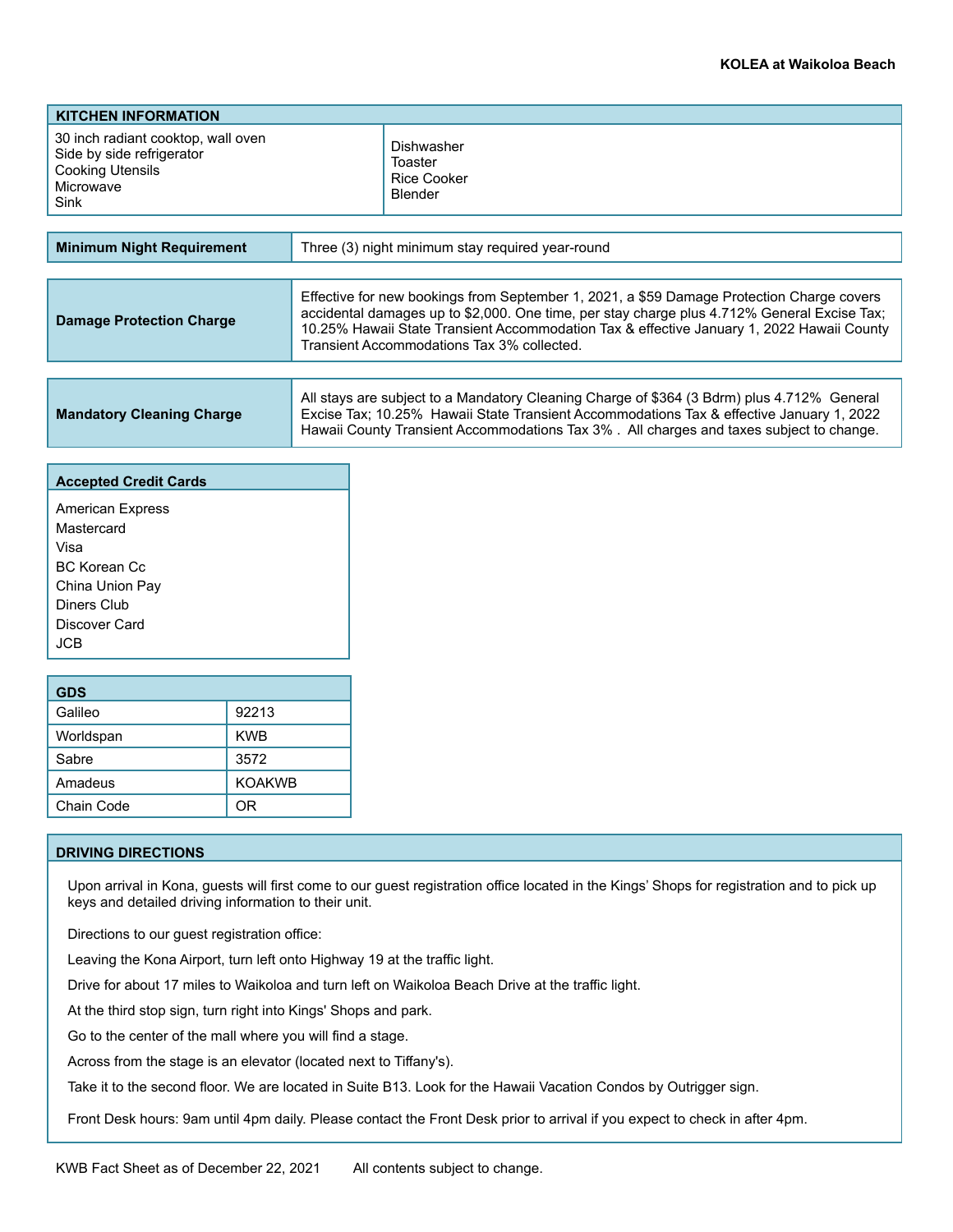**KOLEA at Waikoloa Beach**

| KITCHEN INFORMATION | |
|---|---|
| 30 inch radiant cooktop, wall oven<br>Side by side refrigerator<br>Cooking Utensils<br>Microwave<br>Sink | Dishwasher<br>Toaster<br>Rice Cooker<br>Blender |

| **Minimum Night Requirement** | Three (3) night minimum stay required year-round |
|---|---|

| **Damage Protection Charge** | Effective for new bookings from September 1, 2021, a $59 Damage Protection Charge covers accidental damages up to $2,000. One time, per stay charge plus 4.712% General Excise Tax; 10.25% Hawaii State Transient Accommodation Tax & effective January 1, 2022 Hawaii County Transient Accommodations Tax 3% collected. |
|---|---|

| **Mandatory Cleaning Charge** | All stays are subject to a Mandatory Cleaning Charge of $364 (3 Bdrm) plus 4.712% General Excise Tax; 10.25% Hawaii State Transient Accommodations Tax & effective January 1, 2022 Hawaii County Transient Accommodations Tax 3% . All charges and taxes subject to change. |
|---|---|

| Accepted Credit Cards |
|---|
| American Express<br>Mastercard<br>Visa<br>BC Korean Cc<br>China Union Pay<br>Diners Club<br>Discover Card<br>JCB |

| GDS | |
|---|---|
| Galileo | 92213 |
| Worldspan | KWB |
| Sabre | 3572 |
| Amadeus | KOAKWB |
| Chain Code | OR |

## DRIVING DIRECTIONS

Upon arrival in Kona, guests will first come to our guest registration office located in the Kings' Shops for registration and to pick up keys and detailed driving information to their unit.

Directions to our guest registration office:

Leaving the Kona Airport, turn left onto Highway 19 at the traffic light.

Drive for about 17 miles to Waikoloa and turn left on Waikoloa Beach Drive at the traffic light.

At the third stop sign, turn right into Kings' Shops and park.

Go to the center of the mall where you will find a stage.

Across from the stage is an elevator (located next to Tiffany's).

Take it to the second floor. We are located in Suite B13. Look for the Hawaii Vacation Condos by Outrigger sign.

Front Desk hours: 9am until 4pm daily. Please contact the Front Desk prior to arrival if you expect to check in after 4pm.

KWB Fact Sheet as of December 22, 2021 All contents subject to change.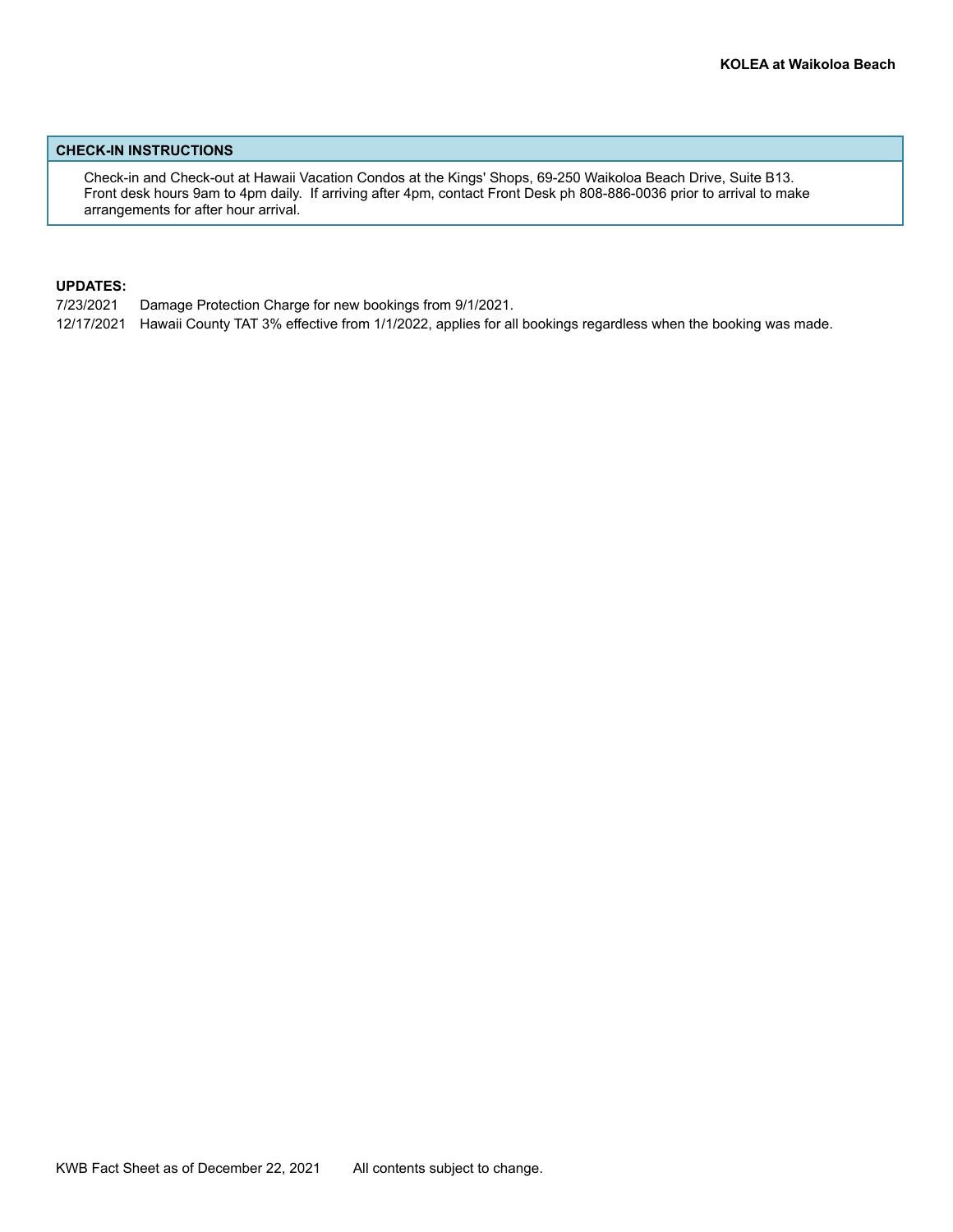## CHECK-IN INSTRUCTIONS

Check-in and Check-out at Hawaii Vacation Condos at the Kings' Shops, 69-250 Waikoloa Beach Drive, Suite B13. Front desk hours 9am to 4pm daily. If arriving after 4pm, contact Front Desk ph 808-886-0036 prior to arrival to make arrangements for after hour arrival.

**UPDATES:**

7/23/2021 Damage Protection Charge for new bookings from 9/1/2021.

12/17/2021 Hawaii County TAT 3% effective from 1/1/2022, applies for all bookings regardless when the booking was made.